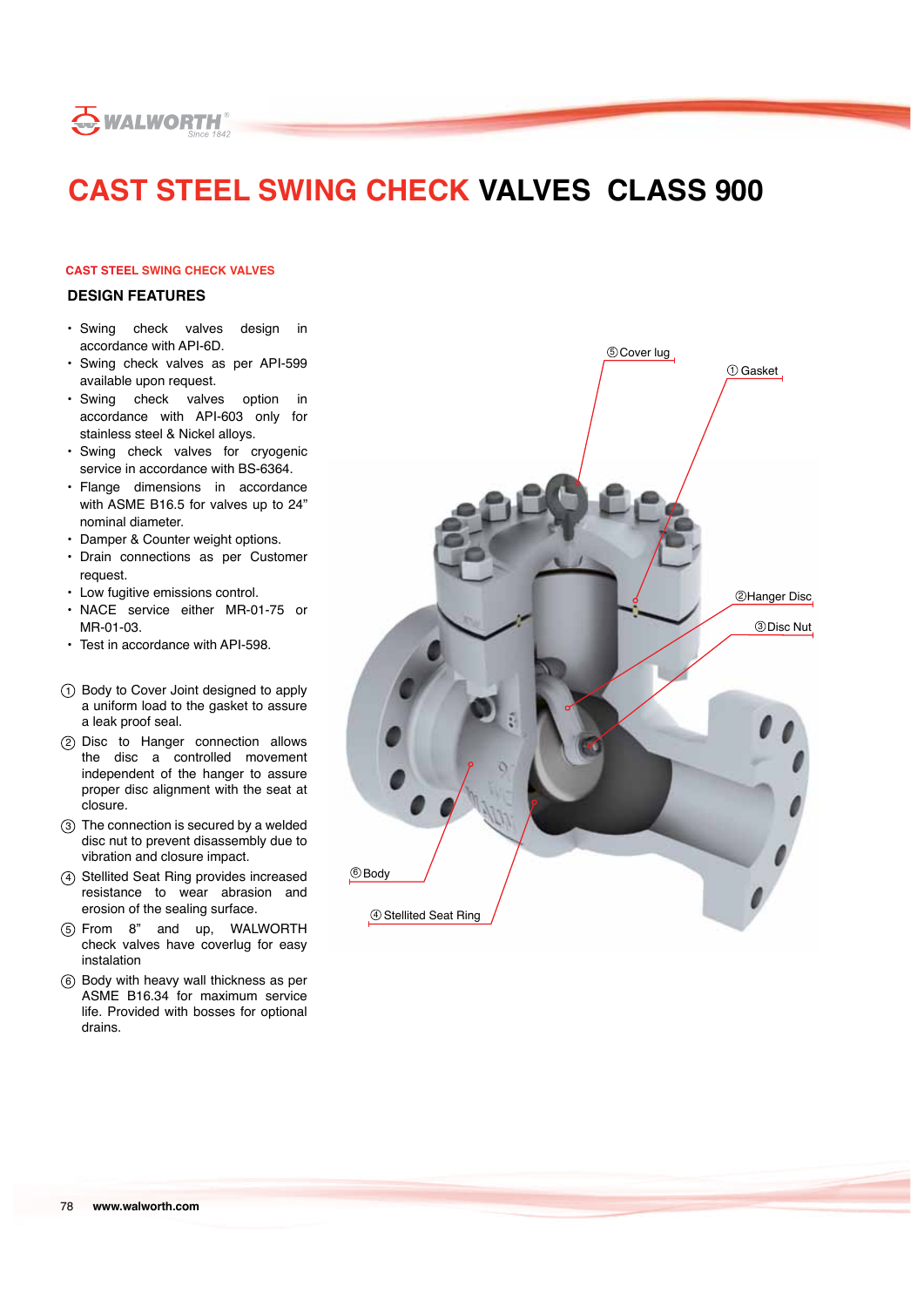# CAST STEEL SWING CHECK VALVES CLASS 900

## CAST STEEL SWING CHECK VALVES

### DESIGN FEATURES

- Swing check valves design in accordance with API-6D.
- Swing check valves as per API-599 available upon request.
- Swing check valves option in accordance with API-603 only for stainless steel & Nickel alloys.
- Swing check valves for cryogenic service in accordance with BS-6364.
- Flange dimensions in accordance with ASME B16.5 for valves up to 24” nominal diameter.
- Damper & Counter weight options.
- Drain connections as per Customer request.
- Low fugitive emissions control.
- NACE service either MR-01-75 or MR-01-03.
- Test in accordance with API-598.

① Body to Cover Joint designed to apply a uniform load to the gasket to assure a leak proof seal.

② Disc to Hanger connection allows the disc a controlled movement independent of the hanger to assure proper disc alignment with the seat at closure.

③ The connection is secured by a welded disc nut to prevent disassembly due to vibration and closure impact.

④ Stellited Seat Ring provides increased resistance to wear abrasion and erosion of the sealing surface.

⑤ From 8” and up, WALWORTH check valves have coverlug for easy instalation

⑥ Body with heavy wall thickness as per ASME B16.34 for maximum service life. Provided with bosses for optional drains.

⑤ Cover lug

① Gasket

② Hanger Disc

③ Disc Nut

⑥ Body

④ Stellited Seat Ring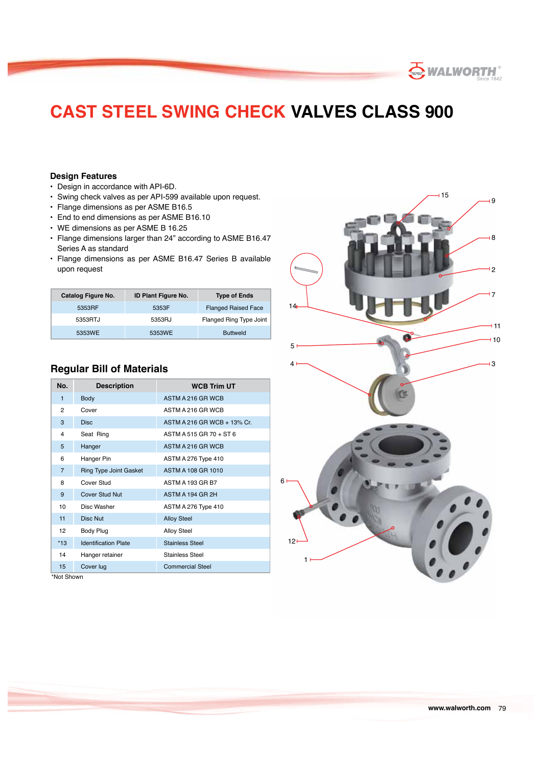# CAST STEEL SWING CHECK VALVES CLASS 900

## Design Features

- Design in accordance with API-6D.
- Swing check valves as per API-599 available upon request.
- Flange dimensions as per ASME B16.5
- End to end dimensions as per ASME B16.10
- WE dimensions as per ASME B 16.25
- Flange dimensions larger than 24" according to ASME B16.47 Series A as standard
- Flange dimensions as per ASME B16.47 Series B available upon request

| Catalog Figure No. | ID Plant Figure No. | Type of Ends |
|---|---|---|
| 5353RF | 5353F | Flanged Raised Face |
| 5353RTJ | 5353RJ | Flanged Ring Type Joint |
| 5353WE | 5353WE | Buttweld |

## Regular Bill of Materials

| No. | Description | WCB Trim UT |
|---|---|---|
| 1 | Body | ASTM A 216 GR WCB |
| 2 | Cover | ASTM A 216 GR WCB |
| 3 | Disc | ASTM A 216 GR WCB + 13% Cr. |
| 4 | Seat Ring | ASTM A 515 GR 70 + ST 6 |
| 5 | Hanger | ASTM A 216 GR WCB |
| 6 | Hanger Pin | ASTM A 276 Type 410 |
| 7 | Ring Type Joint Gasket | ASTM A 108 GR 1010 |
| 8 | Cover Stud | ASTM A 193 GR B7 |
| 9 | Cover Stud Nut | ASTM A 194 GR 2H |
| 10 | Disc Washer | ASTM A 276 Type 410 |
| 11 | Disc Nut | Alloy Steel |
| 12 | Body Plug | Alloy Steel |
| *13 | Identification Plate | Stainless Steel |
| 14 | Hanger retainer | Stainless Steel |
| 15 | Cover lug | Commercial Steel |

*Not Shown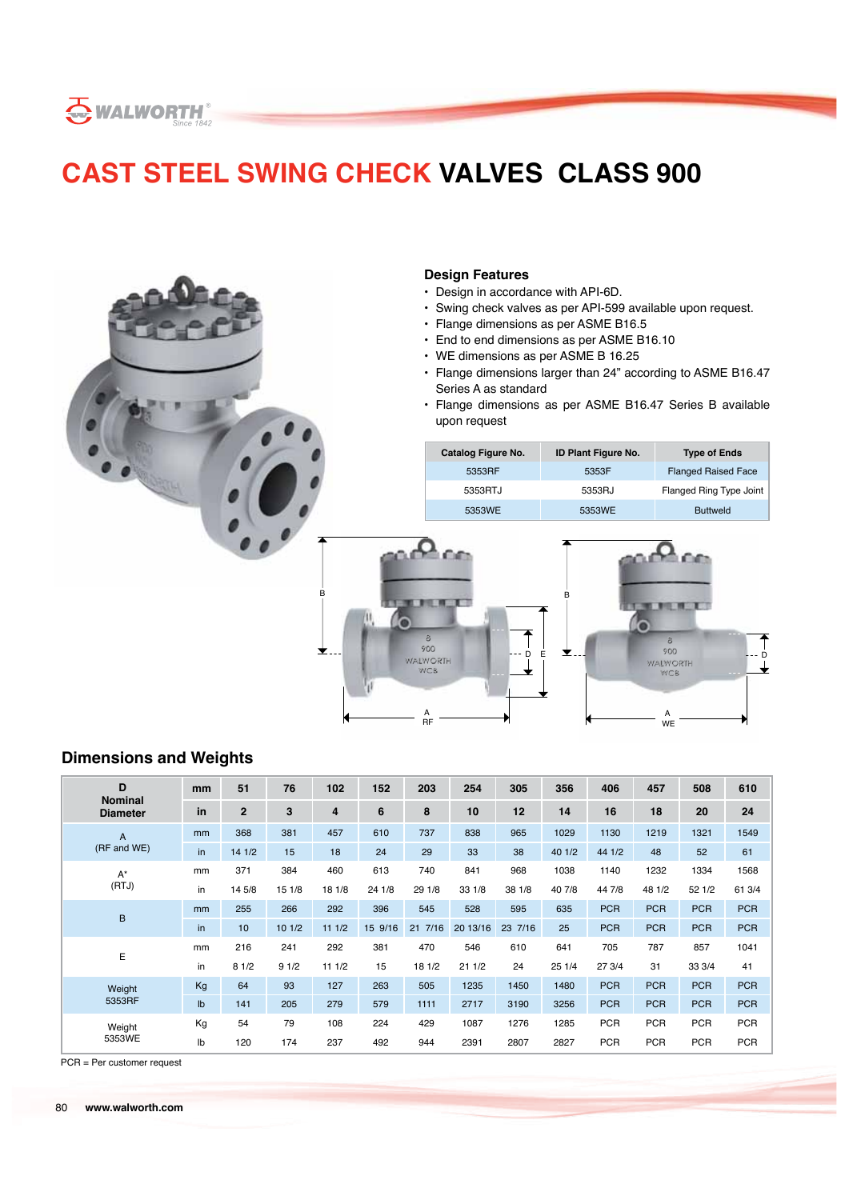# CAST STEEL SWING CHECK VALVES CLASS 900

## Design Features

- Design in accordance with API-6D.
- Swing check valves as per API-599 available upon request.
- Flange dimensions as per ASME B16.5
- End to end dimensions as per ASME B16.10
- WE dimensions as per ASME B 16.25
- Flange dimensions larger than 24” according to ASME B16.47 Series A as standard
- Flange dimensions as per ASME B16.47 Series B available upon request

| Catalog Figure No. | ID Plant Figure No. | Type of Ends |
|---|---|---|
| 5353RF | 5353F | Flanged Raised Face |
| 5353RTJ | 5353RJ | Flanged Ring Type Joint |
| 5353WE | 5353WE | Buttweld |

B

D E

A RF

B

D

A WE

## Dimensions and Weights

| D Nominal Diameter | mm | 51 | 76 | 102 | 152 | 203 | 254 | 305 | 356 | 406 | 457 | 508 | 610 |
|---|---|---|---|---|---|---|---|---|---|---|---|---|---|
| | in | 2 | 3 | 4 | 6 | 8 | 10 | 12 | 14 | 16 | 18 | 20 | 24 |
| A (RF and WE) | mm | 368 | 381 | 457 | 610 | 737 | 838 | 965 | 1029 | 1130 | 1219 | 1321 | 1549 |
| | in | 14 1/2 | 15 | 18 | 24 | 29 | 33 | 38 | 40 1/2 | 44 1/2 | 48 | 52 | 61 |
| A* (RTJ) | mm | 371 | 384 | 460 | 613 | 740 | 841 | 968 | 1038 | 1140 | 1232 | 1334 | 1568 |
| | in | 14 5/8 | 15 1/8 | 18 1/8 | 24 1/8 | 29 1/8 | 33 1/8 | 38 1/8 | 40 7/8 | 44 7/8 | 48 1/2 | 52 1/2 | 61 3/4 |
| B | mm | 255 | 266 | 292 | 396 | 545 | 528 | 595 | 635 | PCR | PCR | PCR | PCR |
| | in | 10 | 10 1/2 | 11 1/2 | 15 9/16 | 21 7/16 | 20 13/16 | 23 7/16 | 25 | PCR | PCR | PCR | PCR |
| E | mm | 216 | 241 | 292 | 381 | 470 | 546 | 610 | 641 | 705 | 787 | 857 | 1041 |
| | in | 8 1/2 | 9 1/2 | 11 1/2 | 15 | 18 1/2 | 21 1/2 | 24 | 25 1/4 | 27 3/4 | 31 | 33 3/4 | 41 |
| Weight 5353RF | Kg | 64 | 93 | 127 | 263 | 505 | 1235 | 1450 | 1480 | PCR | PCR | PCR | PCR |
| | lb | 141 | 205 | 279 | 579 | 1111 | 2717 | 3190 | 3256 | PCR | PCR | PCR | PCR |
| Weight 5353WE | Kg | 54 | 79 | 108 | 224 | 429 | 1087 | 1276 | 1285 | PCR | PCR | PCR | PCR |
| | lb | 120 | 174 | 237 | 492 | 944 | 2391 | 2807 | 2827 | PCR | PCR | PCR | PCR |

PCR = Per customer request

www.walworth.com